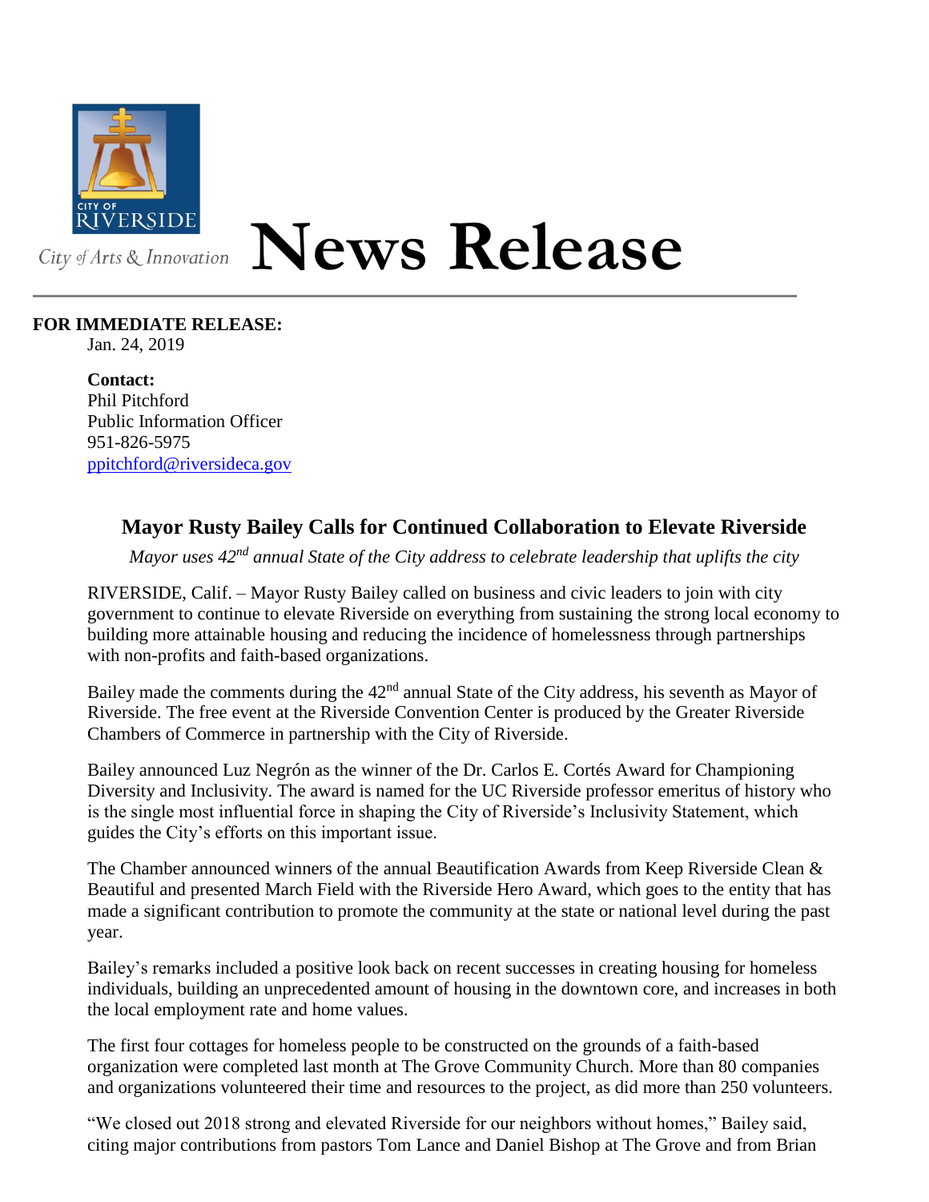City of Arts & Innovation

# News Release

**FOR IMMEDIATE RELEASE:**
Jan. 24, 2019

**Contact:**
Phil Pitchford
Public Information Officer
951-826-5975
ppitchford@riversideca.gov

## Mayor Rusty Bailey Calls for Continued Collaboration to Elevate Riverside

*Mayor uses 42nd annual State of the City address to celebrate leadership that uplifts the city*

RIVERSIDE, Calif. – Mayor Rusty Bailey called on business and civic leaders to join with city government to continue to elevate Riverside on everything from sustaining the strong local economy to building more attainable housing and reducing the incidence of homelessness through partnerships with non-profits and faith-based organizations.

Bailey made the comments during the 42nd annual State of the City address, his seventh as Mayor of Riverside. The free event at the Riverside Convention Center is produced by the Greater Riverside Chambers of Commerce in partnership with the City of Riverside.

Bailey announced Luz Negrón as the winner of the Dr. Carlos E. Cortés Award for Championing Diversity and Inclusivity. The award is named for the UC Riverside professor emeritus of history who is the single most influential force in shaping the City of Riverside's Inclusivity Statement, which guides the City's efforts on this important issue.

The Chamber announced winners of the annual Beautification Awards from Keep Riverside Clean & Beautiful and presented March Field with the Riverside Hero Award, which goes to the entity that has made a significant contribution to promote the community at the state or national level during the past year.

Bailey's remarks included a positive look back on recent successes in creating housing for homeless individuals, building an unprecedented amount of housing in the downtown core, and increases in both the local employment rate and home values.

The first four cottages for homeless people to be constructed on the grounds of a faith-based organization were completed last month at The Grove Community Church. More than 80 companies and organizations volunteered their time and resources to the project, as did more than 250 volunteers.

"We closed out 2018 strong and elevated Riverside for our neighbors without homes," Bailey said, citing major contributions from pastors Tom Lance and Daniel Bishop at The Grove and from Brian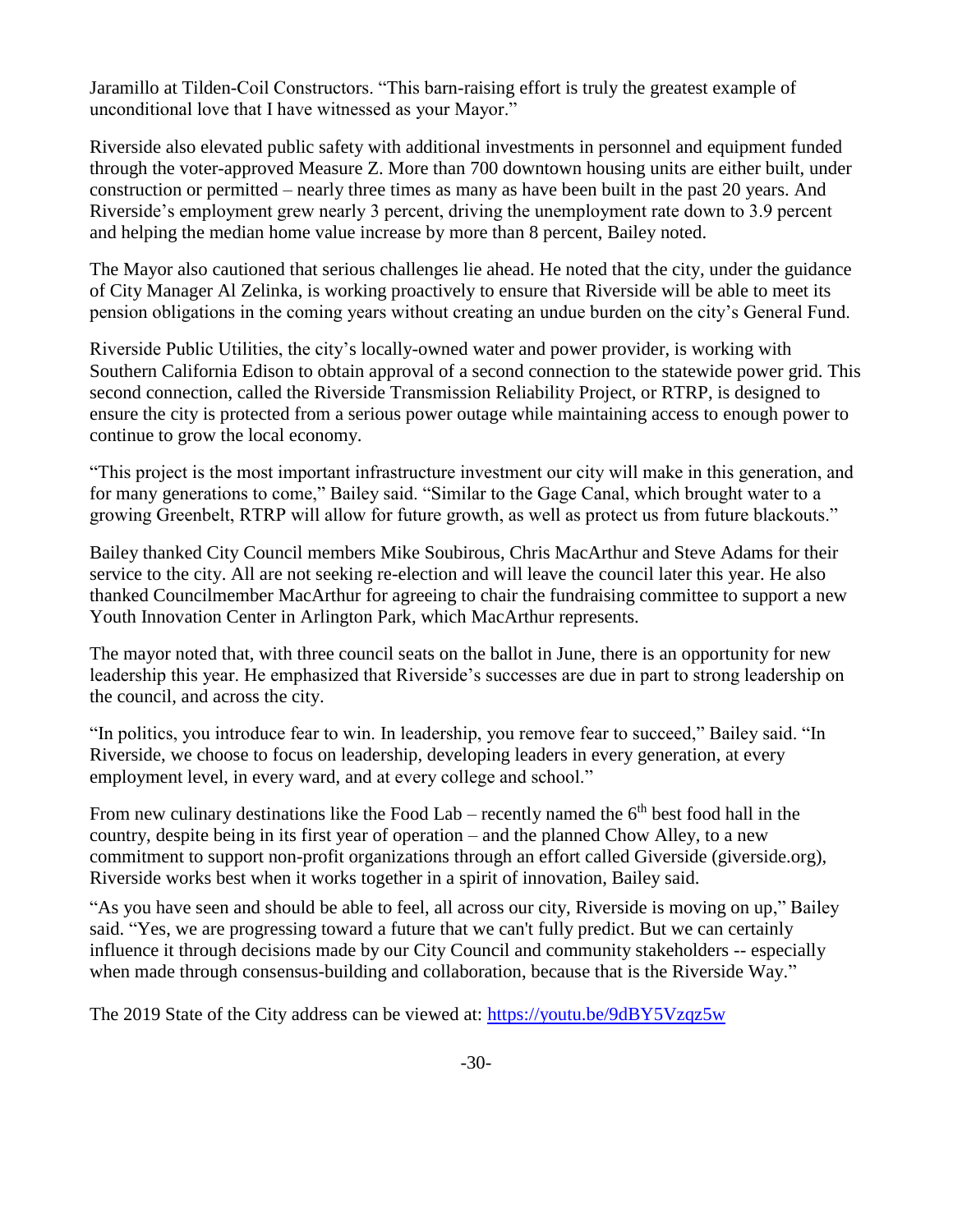Jaramillo at Tilden-Coil Constructors. "This barn-raising effort is truly the greatest example of unconditional love that I have witnessed as your Mayor."

Riverside also elevated public safety with additional investments in personnel and equipment funded through the voter-approved Measure Z. More than 700 downtown housing units are either built, under construction or permitted – nearly three times as many as have been built in the past 20 years. And Riverside's employment grew nearly 3 percent, driving the unemployment rate down to 3.9 percent and helping the median home value increase by more than 8 percent, Bailey noted.

The Mayor also cautioned that serious challenges lie ahead. He noted that the city, under the guidance of City Manager Al Zelinka, is working proactively to ensure that Riverside will be able to meet its pension obligations in the coming years without creating an undue burden on the city's General Fund.

Riverside Public Utilities, the city's locally-owned water and power provider, is working with Southern California Edison to obtain approval of a second connection to the statewide power grid. This second connection, called the Riverside Transmission Reliability Project, or RTRP, is designed to ensure the city is protected from a serious power outage while maintaining access to enough power to continue to grow the local economy.

"This project is the most important infrastructure investment our city will make in this generation, and for many generations to come," Bailey said. "Similar to the Gage Canal, which brought water to a growing Greenbelt, RTRP will allow for future growth, as well as protect us from future blackouts."

Bailey thanked City Council members Mike Soubirous, Chris MacArthur and Steve Adams for their service to the city. All are not seeking re-election and will leave the council later this year. He also thanked Councilmember MacArthur for agreeing to chair the fundraising committee to support a new Youth Innovation Center in Arlington Park, which MacArthur represents.

The mayor noted that, with three council seats on the ballot in June, there is an opportunity for new leadership this year. He emphasized that Riverside's successes are due in part to strong leadership on the council, and across the city.

"In politics, you introduce fear to win. In leadership, you remove fear to succeed," Bailey said. "In Riverside, we choose to focus on leadership, developing leaders in every generation, at every employment level, in every ward, and at every college and school."

From new culinary destinations like the Food Lab – recently named the 6th best food hall in the country, despite being in its first year of operation – and the planned Chow Alley, to a new commitment to support non-profit organizations through an effort called Giverside (giverside.org), Riverside works best when it works together in a spirit of innovation, Bailey said.

"As you have seen and should be able to feel, all across our city, Riverside is moving on up," Bailey said. "Yes, we are progressing toward a future that we can't fully predict. But we can certainly influence it through decisions made by our City Council and community stakeholders -- especially when made through consensus-building and collaboration, because that is the Riverside Way."

The 2019 State of the City address can be viewed at: https://youtu.be/9dBY5Vzqz5w

-30-